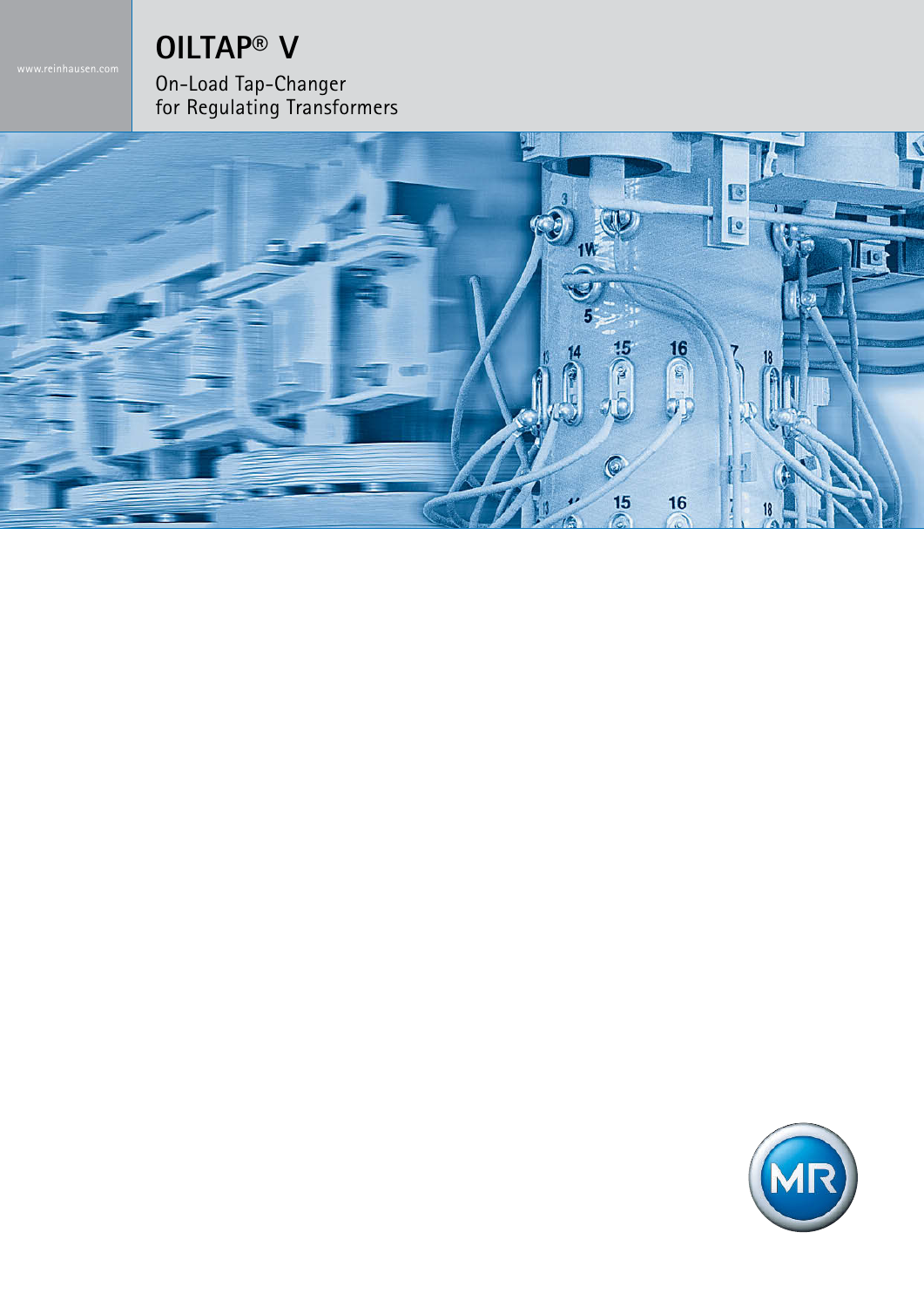www.reinhausen.com

# OILTAP® V

On-Load Tap-Changer
for Regulating Transformers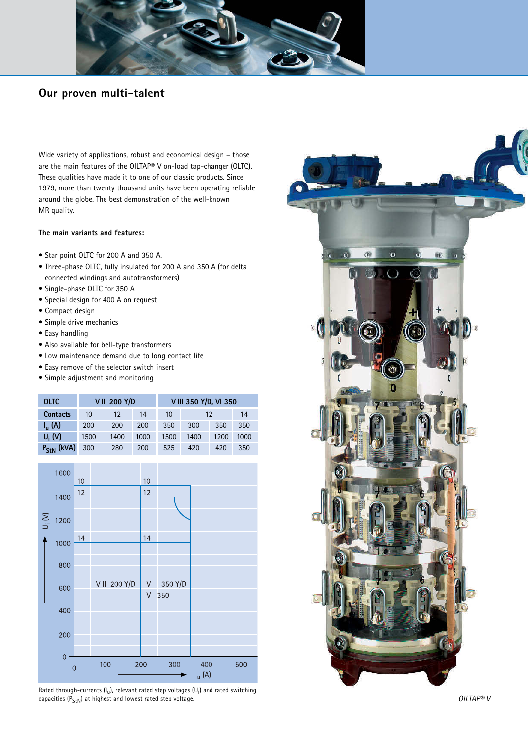## Our proven multi-talent

Wide variety of applications, robust and economical design – those are the main features of the OILTAP® V on-load tap-changer (OLTC). These qualities have made it to one of our classic products. Since 1979, more than twenty thousand units have been operating reliable around the globe. The best demonstration of the well-known MR quality.

**The main variants and features:**

- Star point OLTC for 200 A and 350 A.
- Three-phase OLTC, fully insulated for 200 A and 350 A (for delta connected windings and autotransformers)
- Single-phase OLTC for 350 A
- Special design for 400 A on request
- Compact design
- Simple drive mechanics
- Easy handling
- Also available for bell-type transformers
- Low maintenance demand due to long contact life
- Easy remove of the selector switch insert
- Simple adjustment and monitoring

| OLTC | V III 200 Y/D | | | V III 350 Y/D, VI 350 | | | |
|---|---|---|---|---|---|---|---|
| Contacts | 10 | 12 | 14 | 10 | 12 | | 14 |
| $I_u$ (A) | 200 | 200 | 200 | 350 | 300 | 350 | 350 |
| $U_i$ (V) | 1500 | 1400 | 1000 | 1500 | 1400 | 1200 | 1000 |
| $P_{StN}$ (kVA) | 300 | 280 | 200 | 525 | 420 | 420 | 350 |

Rated through-currents ($I_u$), relevant rated step voltages ($U_i$) and rated switching capacities ($P_{StN}$) at highest and lowest rated step voltage.

*OILTAP® V*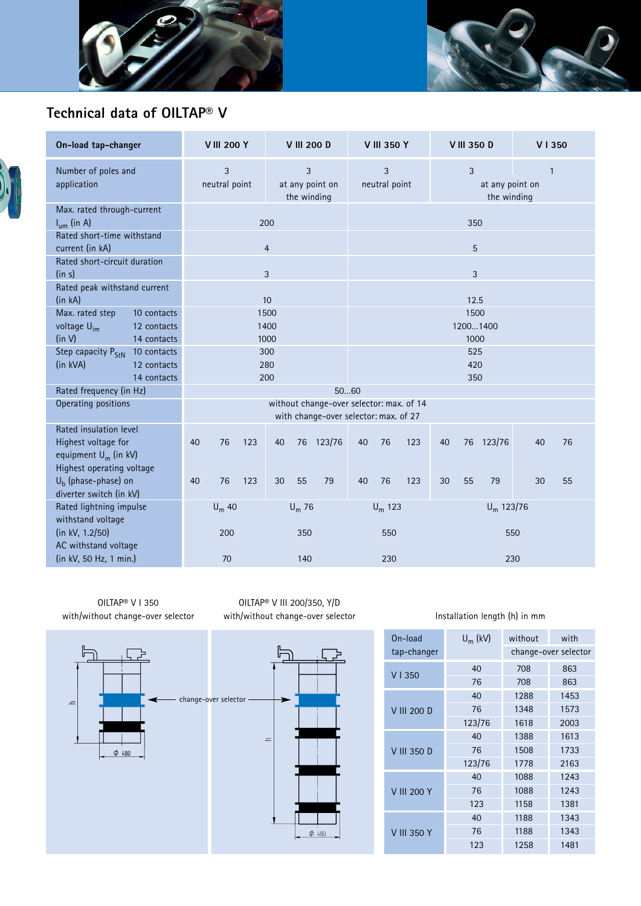## Technical data of OILTAP® V

| On-load tap-changer | | V III 200 Y | V III 200 D | V III 350 Y | V III 350 D | V I 350 |
|---|---|---|---|---|---|---|
| Number of poles and application | | 3<br>neutral point | 3<br>at any point on the winding | 3<br>neutral point | 3<br>at any point on the winding | 1<br>at any point on the winding |
| Max. rated through-current $I_{um}$ (in A) | | 200 | | 350 | | |
| Rated short-time withstand current (in kA) | | 4 | | 5 | | |
| Rated short-circuit duration (in s) | | 3 | | 3 | | |
| Rated peak withstand current (in kA) | | 10 | | 12.5 | | |
| Max. rated step voltage $U_{im}$ (in V) | 10 contacts | 1500 | | 1500 | | |
| | 12 contacts | 1400 | | 1200...1400 | | |
| | 14 contacts | 1000 | | 1000 | | |
| Step capacity $P_{StN}$ (in kVA) | 10 contacts | 300 | | 525 | | |
| | 12 contacts | 280 | | 420 | | |
| | 14 contacts | 200 | | 350 | | |
| Rated frequency (in Hz) | | 50...60 | | | | |
| Operating positions | | without change-over selector: max. of 14<br>with change-over selector: max. of 27 | | | | |
| Rated insulation level<br>Highest voltage for equipment $U_m$ (in kV) | | 40 / 76 / 123 | 40 / 76 / 123/76 | 40 / 76 / 123 | 40 / 76 / 123/76 | 40 / 76 |
| Highest operating voltage $U_b$ (phase-phase) on diverter switch (in kV) | | 40 / 76 / 123 | 30 / 55 / 79 | 40 / 76 / 123 | 30 / 55 / 79 | 30 / 55 |
| Rated lightning impulse withstand voltage (in kV, 1.2/50) | | $U_m$ 40: 200 | $U_m$ 76: 350 | $U_m$ 123: 550 | $U_m$ 123/76: 550 | |
| AC withstand voltage (in kV, 50 Hz, 1 min.) | | 70 | 140 | 230 | 230 | |

OILTAP® V I 350
with/without change-over selector

OILTAP® V III 200/350, Y/D
with/without change-over selector

change-over selector

Φ 480

Installation length (h) in mm

| On-load tap-changer | $U_m$ (kV) | without change-over selector | with change-over selector |
|---|---|---|---|
| V I 350 | 40 | 708 | 863 |
| | 76 | 708 | 863 |
| V III 200 D | 40 | 1288 | 1453 |
| | 76 | 1348 | 1573 |
| | 123/76 | 1618 | 2003 |
| V III 350 D | 40 | 1388 | 1613 |
| | 76 | 1508 | 1733 |
| | 123/76 | 1778 | 2163 |
| V III 200 Y | 40 | 1088 | 1243 |
| | 76 | 1088 | 1243 |
| | 123 | 1158 | 1381 |
| V III 350 Y | 40 | 1188 | 1343 |
| | 76 | 1188 | 1343 |
| | 123 | 1258 | 1481 |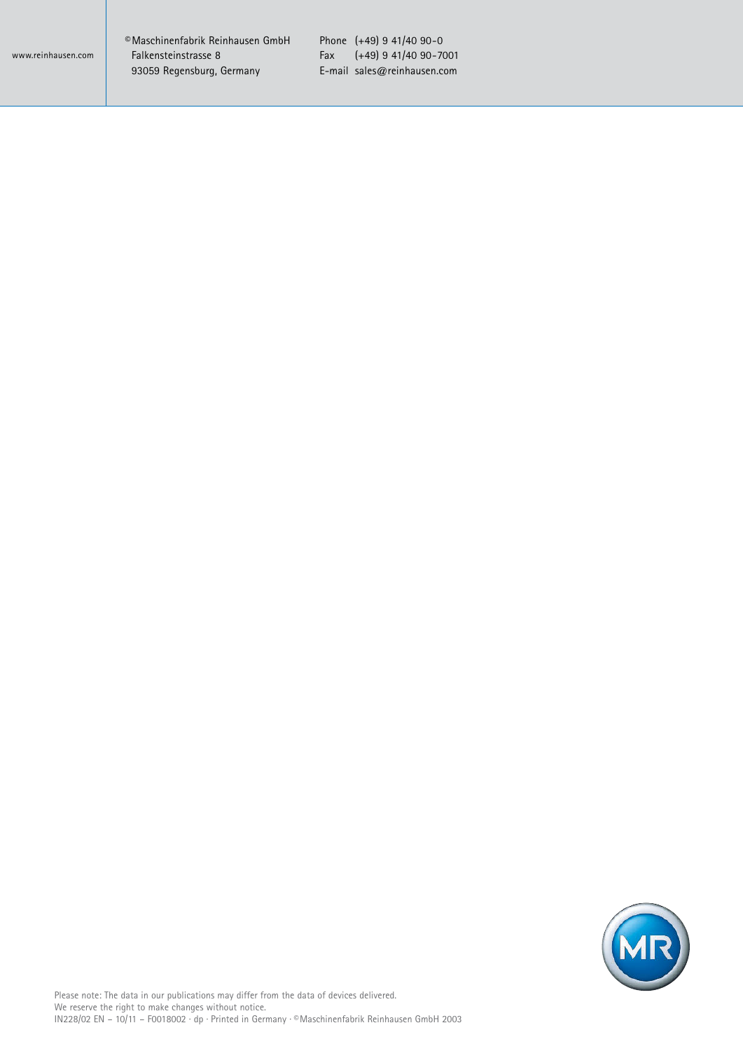www.reinhausen.com

©Maschinenfabrik Reinhausen GmbH
Falkensteinstrasse 8
93059 Regensburg, Germany

Phone (+49) 9 41/40 90-0
Fax (+49) 9 41/40 90-7001
E-mail sales@reinhausen.com

Please note: The data in our publications may differ from the data of devices delivered.
We reserve the right to make changes without notice.
IN228/02 EN – 10/11 – F0018002 · dp · Printed in Germany · ©Maschinenfabrik Reinhausen GmbH 2003